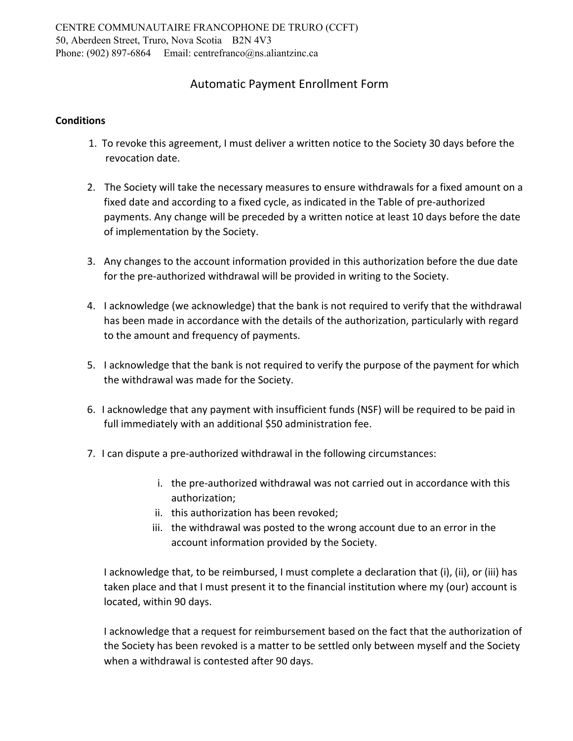CENTRE COMMUNAUTAIRE FRANCOPHONE DE TRURO (CCFT)
50, Aberdeen Street, Truro, Nova Scotia B2N 4V3
Phone: (902) 897-6864 Email: centrefranco@ns.aliantzinc.ca

# Automatic Payment Enrollment Form

## Conditions

1. To revoke this agreement, I must deliver a written notice to the Society 30 days before the revocation date.

2. The Society will take the necessary measures to ensure withdrawals for a fixed amount on a fixed date and according to a fixed cycle, as indicated in the Table of pre-authorized payments. Any change will be preceded by a written notice at least 10 days before the date of implementation by the Society.

3. Any changes to the account information provided in this authorization before the due date for the pre-authorized withdrawal will be provided in writing to the Society.

4. I acknowledge (we acknowledge) that the bank is not required to verify that the withdrawal has been made in accordance with the details of the authorization, particularly with regard to the amount and frequency of payments.

5. I acknowledge that the bank is not required to verify the purpose of the payment for which the withdrawal was made for the Society.

6. I acknowledge that any payment with insufficient funds (NSF) will be required to be paid in full immediately with an additional $50 administration fee.

7. I can dispute a pre-authorized withdrawal in the following circumstances:

   i. the pre-authorized withdrawal was not carried out in accordance with this authorization;
   ii. this authorization has been revoked;
   iii. the withdrawal was posted to the wrong account due to an error in the account information provided by the Society.

   I acknowledge that, to be reimbursed, I must complete a declaration that (i), (ii), or (iii) has taken place and that I must present it to the financial institution where my (our) account is located, within 90 days.

   I acknowledge that a request for reimbursement based on the fact that the authorization of the Society has been revoked is a matter to be settled only between myself and the Society when a withdrawal is contested after 90 days.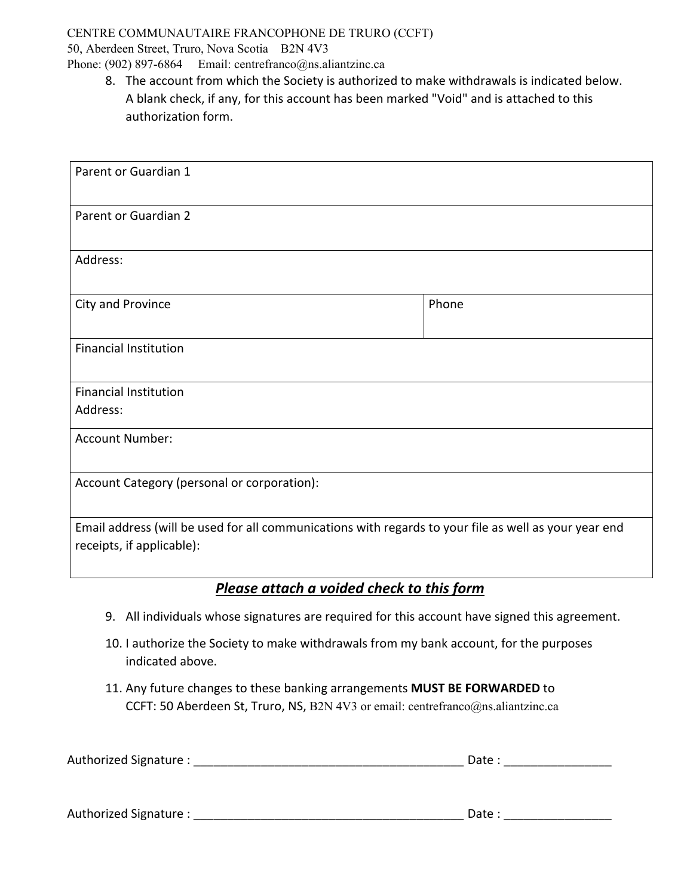CENTRE COMMUNAUTAIRE FRANCOPHONE DE TRURO (CCFT)
50, Aberdeen Street, Truro, Nova Scotia B2N 4V3
Phone: (902) 897-6864 Email: centrefranco@ns.aliantzinc.ca

8. The account from which the Society is authorized to make withdrawals is indicated below. A blank check, if any, for this account has been marked "Void" and is attached to this authorization form.

| | |
|---|---|
| Parent or Guardian 1 | |
| Parent or Guardian 2 | |
| Address: | |
| City and Province | Phone |
| Financial Institution | |
| Financial Institution Address: | |
| Account Number: | |
| Account Category (personal or corporation): | |
| Email address (will be used for all communications with regards to your file as well as your year end receipts, if applicable): | |

***Please attach a voided check to this form***

9. All individuals whose signatures are required for this account have signed this agreement.
10. I authorize the Society to make withdrawals from my bank account, for the purposes indicated above.
11. Any future changes to these banking arrangements **MUST BE FORWARDED** to CCFT: 50 Aberdeen St, Truro, NS, B2N 4V3 or email: centrefranco@ns.aliantzinc.ca

Authorized Signature : ________________________________________ Date : _______________

Authorized Signature : ________________________________________ Date : _______________